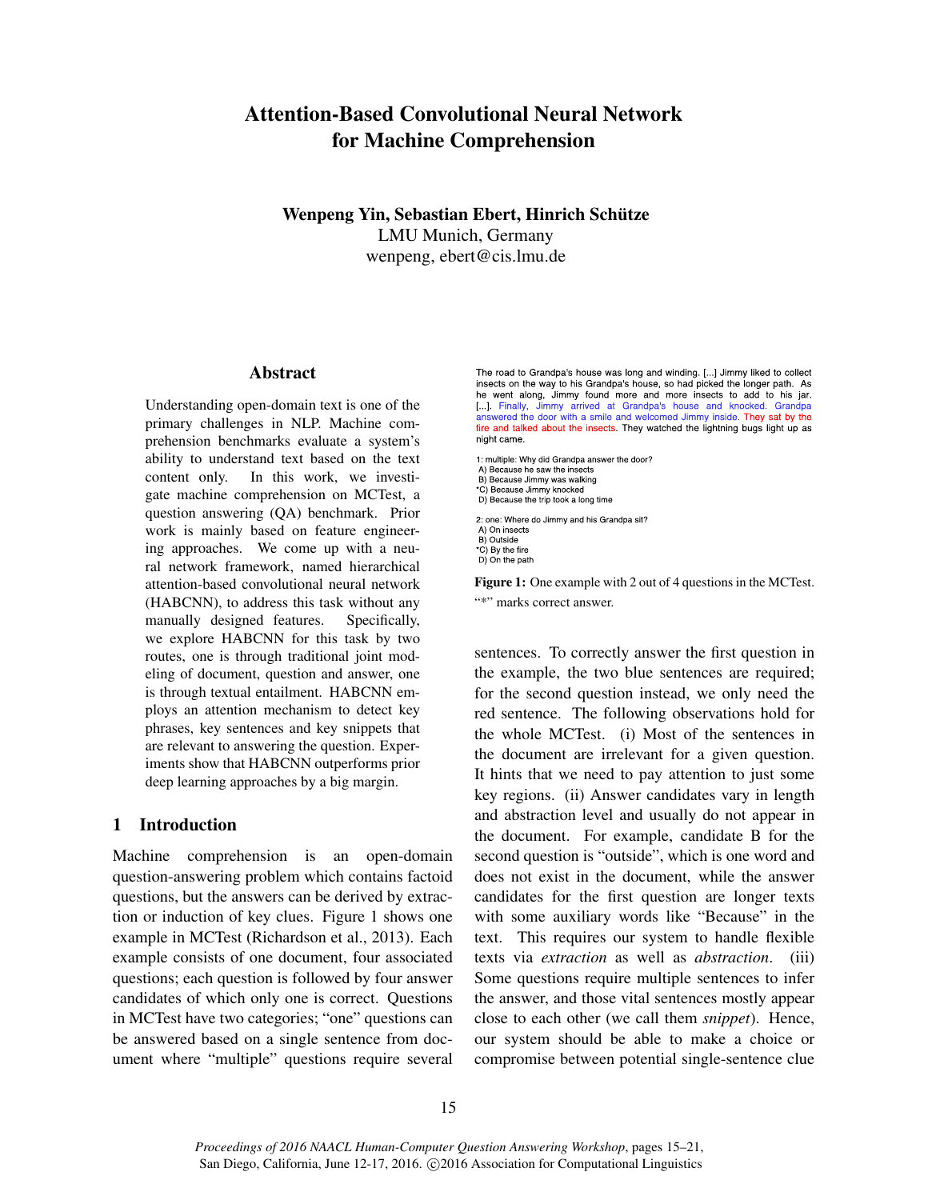# Attention-Based Convolutional Neural Network for Machine Comprehension

**Wenpeng Yin, Sebastian Ebert, Hinrich Schütze**
LMU Munich, Germany
wenpeng, ebert@cis.lmu.de

## Abstract

Understanding open-domain text is one of the primary challenges in NLP. Machine comprehension benchmarks evaluate a system's ability to understand text based on the text content only. In this work, we investigate machine comprehension on MCTest, a question answering (QA) benchmark. Prior work is mainly based on feature engineering approaches. We come up with a neural network framework, named hierarchical attention-based convolutional neural network (HABCNN), to address this task without any manually designed features. Specifically, we explore HABCNN for this task by two routes, one is through traditional joint modeling of document, question and answer, one is through textual entailment. HABCNN employs an attention mechanism to detect key phrases, key sentences and key snippets that are relevant to answering the question. Experiments show that HABCNN outperforms prior deep learning approaches by a big margin.

## 1 Introduction

Machine comprehension is an open-domain question-answering problem which contains factoid questions, but the answers can be derived by extraction or induction of key clues. Figure 1 shows one example in MCTest (Richardson et al., 2013). Each example consists of one document, four associated questions; each question is followed by four answer candidates of which only one is correct. Questions in MCTest have two categories; "one" questions can be answered based on a single sentence from document where "multiple" questions require several sentences. To correctly answer the first question in the example, the two blue sentences are required; for the second question instead, we only need the red sentence. The following observations hold for the whole MCTest. (i) Most of the sentences in the document are irrelevant for a given question. It hints that we need to pay attention to just some key regions. (ii) Answer candidates vary in length and abstraction level and usually do not appear in the document. For example, candidate B for the second question is "outside", which is one word and does not exist in the document, while the answer candidates for the first question are longer texts with some auxiliary words like "Because" in the text. This requires our system to handle flexible texts via *extraction* as well as *abstraction*. (iii) Some questions require multiple sentences to infer the answer, and those vital sentences mostly appear close to each other (we call them *snippet*). Hence, our system should be able to make a choice or compromise between potential single-sentence clue

The road to Grandpa's house was long and winding. [...] Jimmy liked to collect insects on the way to his Grandpa's house, so had picked the longer path. As he went along, Jimmy found more and more insects to add to his jar. [...]. Finally, Jimmy arrived at Grandpa's house and knocked. Grandpa answered the door with a smile and welcomed Jimmy inside. They sat by the fire and talked about the insects. They watched the lightning bugs light up as night came.

1: multiple: Why did Grandpa answer the door?
A) Because he saw the insects
B) Because Jimmy was walking
*C) Because Jimmy knocked
D) Because the trip took a long time

2: one: Where do Jimmy and his Grandpa sit?
A) On insects
B) Outside
*C) By the fire
D) On the path

**Figure 1:** One example with 2 out of 4 questions in the MCTest. "*" marks correct answer.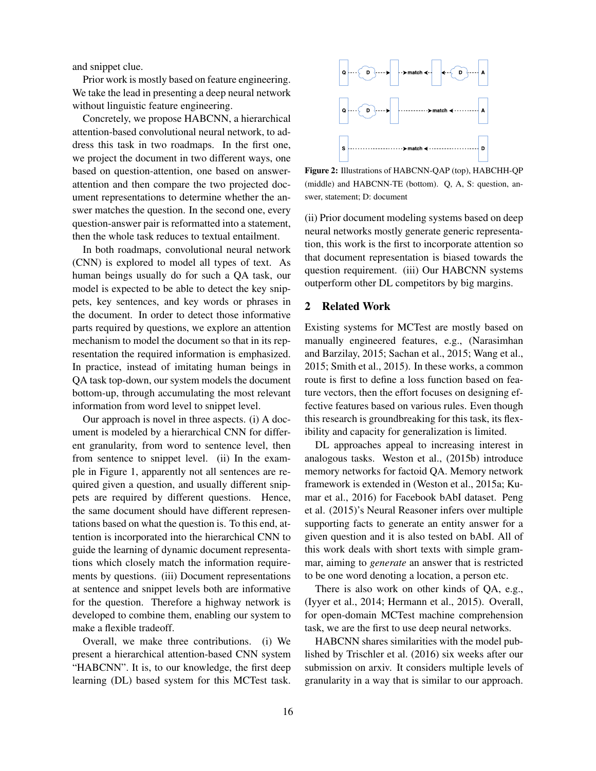and snippet clue.

Prior work is mostly based on feature engineering. We take the lead in presenting a deep neural network without linguistic feature engineering.

Concretely, we propose HABCNN, a hierarchical attention-based convolutional neural network, to address this task in two roadmaps. In the first one, we project the document in two different ways, one based on question-attention, one based on answer-attention and then compare the two projected document representations to determine whether the answer matches the question. In the second one, every question-answer pair is reformatted into a statement, then the whole task reduces to textual entailment.

In both roadmaps, convolutional neural network (CNN) is explored to model all types of text. As human beings usually do for such a QA task, our model is expected to be able to detect the key snippets, key sentences, and key words or phrases in the document. In order to detect those informative parts required by questions, we explore an attention mechanism to model the document so that in its representation the required information is emphasized. In practice, instead of imitating human beings in QA task top-down, our system models the document bottom-up, through accumulating the most relevant information from word level to snippet level.

Our approach is novel in three aspects. (i) A document is modeled by a hierarchical CNN for different granularity, from word to sentence level, then from sentence to snippet level. (ii) In the example in Figure 1, apparently not all sentences are required given a question, and usually different snippets are required by different questions. Hence, the same document should have different representations based on what the question is. To this end, attention is incorporated into the hierarchical CNN to guide the learning of dynamic document representations which closely match the information requirements by questions. (iii) Document representations at sentence and snippet levels both are informative for the question. Therefore a highway network is developed to combine them, enabling our system to make a flexible tradeoff.

Overall, we make three contributions. (i) We present a hierarchical attention-based CNN system "HABCNN". It is, to our knowledge, the first deep learning (DL) based system for this MCTest task.

**Figure 2:** Illustrations of HABCNN-QAP (top), HABCHH-QP (middle) and HABCNN-TE (bottom). Q, A, S: question, answer, statement; D: document

(ii) Prior document modeling systems based on deep neural networks mostly generate generic representation, this work is the first to incorporate attention so that document representation is biased towards the question requirement. (iii) Our HABCNN systems outperform other DL competitors by big margins.

## 2 Related Work

Existing systems for MCTest are mostly based on manually engineered features, e.g., (Narasimhan and Barzilay, 2015; Sachan et al., 2015; Wang et al., 2015; Smith et al., 2015). In these works, a common route is first to define a loss function based on feature vectors, then the effort focuses on designing effective features based on various rules. Even though this research is groundbreaking for this task, its flexibility and capacity for generalization is limited.

DL approaches appeal to increasing interest in analogous tasks. Weston et al., (2015b) introduce memory networks for factoid QA. Memory network framework is extended in (Weston et al., 2015a; Kumar et al., 2016) for Facebook bAbI dataset. Peng et al. (2015)'s Neural Reasoner infers over multiple supporting facts to generate an entity answer for a given question and it is also tested on bAbI. All of this work deals with short texts with simple grammar, aiming to *generate* an answer that is restricted to be one word denoting a location, a person etc.

There is also work on other kinds of QA, e.g., (Iyyer et al., 2014; Hermann et al., 2015). Overall, for open-domain MCTest machine comprehension task, we are the first to use deep neural networks.

HABCNN shares similarities with the model published by Trischler et al. (2016) six weeks after our submission on arxiv. It considers multiple levels of granularity in a way that is similar to our approach.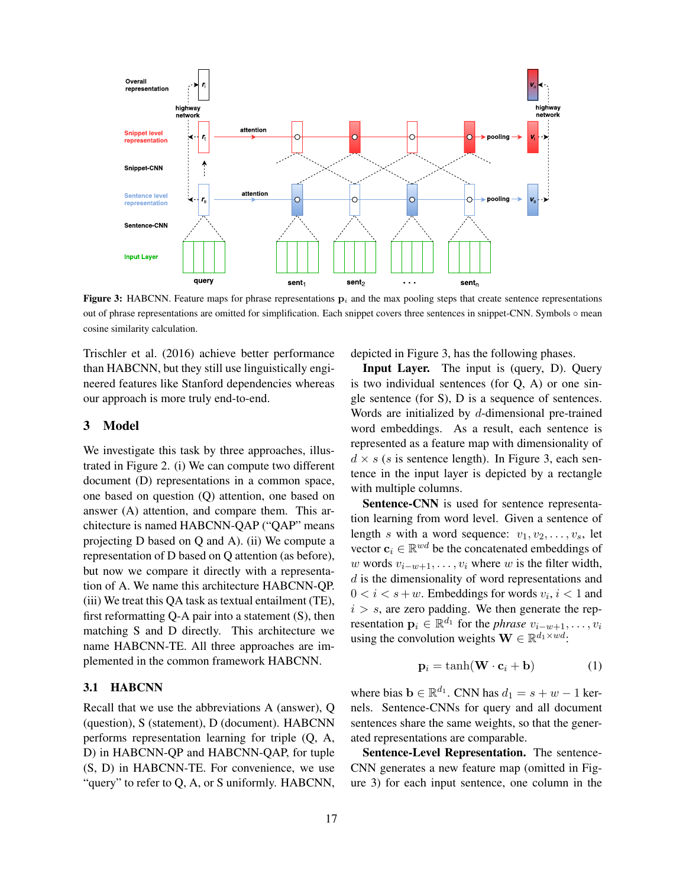Figure 3: HABCNN. Feature maps for phrase representations $\mathbf{p}_i$ and the max pooling steps that create sentence representations out of phrase representations are omitted for simplification. Each snippet covers three sentences in snippet-CNN. Symbols ○ mean cosine similarity calculation.

Trischler et al. (2016) achieve better performance than HABCNN, but they still use linguistically engineered features like Stanford dependencies whereas our approach is more truly end-to-end.

## 3 Model

We investigate this task by three approaches, illustrated in Figure 2. (i) We can compute two different document (D) representations in a common space, one based on question (Q) attention, one based on answer (A) attention, and compare them. This architecture is named HABCNN-QAP ("QAP" means projecting D based on Q and A). (ii) We compute a representation of D based on Q attention (as before), but now we compare it directly with a representation of A. We name this architecture HABCNN-QP. (iii) We treat this QA task as textual entailment (TE), first reformatting Q-A pair into a statement (S), then matching S and D directly. This architecture we name HABCNN-TE. All three approaches are implemented in the common framework HABCNN.

### 3.1 HABCNN

Recall that we use the abbreviations A (answer), Q (question), S (statement), D (document). HABCNN performs representation learning for triple (Q, A, D) in HABCNN-QP and HABCNN-QAP, for tuple (S, D) in HABCNN-TE. For convenience, we use "query" to refer to Q, A, or S uniformly. HABCNN, depicted in Figure 3, has the following phases.

**Input Layer.** The input is (query, D). Query is two individual sentences (for Q, A) or one single sentence (for S), D is a sequence of sentences. Words are initialized by $d$-dimensional pre-trained word embeddings. As a result, each sentence is represented as a feature map with dimensionality of $d \times s$ ($s$ is sentence length). In Figure 3, each sentence in the input layer is depicted by a rectangle with multiple columns.

**Sentence-CNN** is used for sentence representation learning from word level. Given a sentence of length $s$ with a word sequence: $v_1, v_2, \ldots, v_s$, let vector $\mathbf{c}_i \in \mathbb{R}^{wd}$ be the concatenated embeddings of $w$ words $v_{i-w+1}, \ldots, v_i$ where $w$ is the filter width, $d$ is the dimensionality of word representations and $0 < i < s + w$. Embeddings for words $v_i$, $i < 1$ and $i > s$, are zero padding. We then generate the representation $\mathbf{p}_i \in \mathbb{R}^{d_1}$ for the *phrase* $v_{i-w+1}, \ldots, v_i$ using the convolution weights $\mathbf{W} \in \mathbb{R}^{d_1 \times wd}$:

$$\mathbf{p}_i = \tanh(\mathbf{W} \cdot \mathbf{c}_i + \mathbf{b}) \quad (1)$$

where bias $\mathbf{b} \in \mathbb{R}^{d_1}$. CNN has $d_1 = s + w - 1$ kernels. Sentence-CNNs for query and all document sentences share the same weights, so that the generated representations are comparable.

**Sentence-Level Representation.** The sentence-CNN generates a new feature map (omitted in Figure 3) for each input sentence, one column in the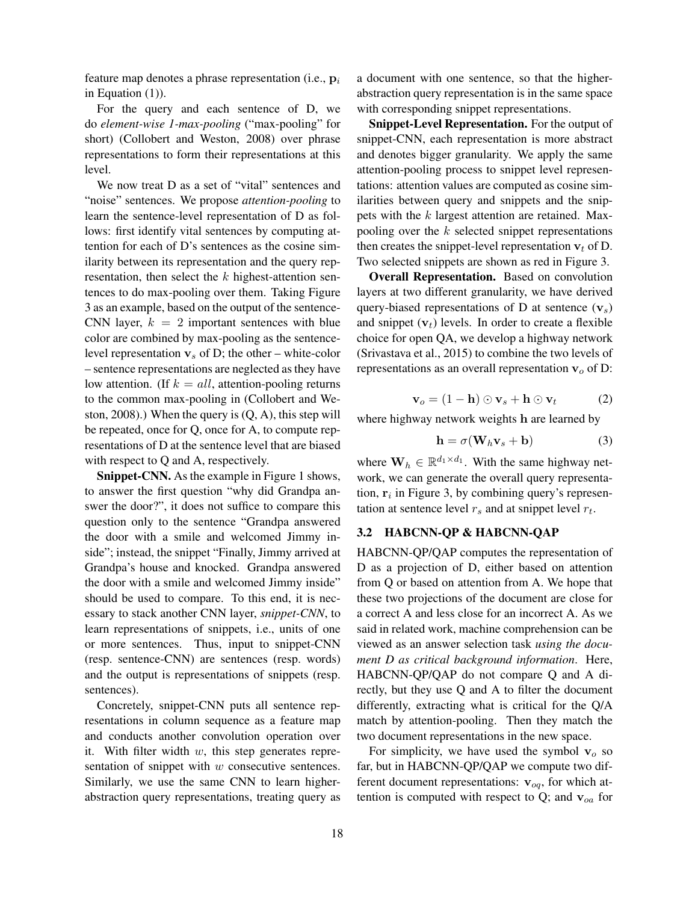feature map denotes a phrase representation (i.e., $\mathbf{p}_i$ in Equation (1)).

For the query and each sentence of D, we do *element-wise 1-max-pooling* ("max-pooling" for short) (Collobert and Weston, 2008) over phrase representations to form their representations at this level.

We now treat D as a set of "vital" sentences and "noise" sentences. We propose *attention-pooling* to learn the sentence-level representation of D as follows: first identify vital sentences by computing attention for each of D's sentences as the cosine similarity between its representation and the query representation, then select the $k$ highest-attention sentences to do max-pooling over them. Taking Figure 3 as an example, based on the output of the sentence-CNN layer, $k = 2$ important sentences with blue color are combined by max-pooling as the sentence-level representation $\mathbf{v}_s$ of D; the other – white-color – sentence representations are neglected as they have low attention. (If $k = all$, attention-pooling returns to the common max-pooling in (Collobert and Weston, 2008).) When the query is (Q, A), this step will be repeated, once for Q, once for A, to compute representations of D at the sentence level that are biased with respect to Q and A, respectively.

**Snippet-CNN.** As the example in Figure 1 shows, to answer the first question "why did Grandpa answer the door?", it does not suffice to compare this question only to the sentence "Grandpa answered the door with a smile and welcomed Jimmy inside"; instead, the snippet "Finally, Jimmy arrived at Grandpa's house and knocked. Grandpa answered the door with a smile and welcomed Jimmy inside" should be used to compare. To this end, it is necessary to stack another CNN layer, *snippet-CNN*, to learn representations of snippets, i.e., units of one or more sentences. Thus, input to snippet-CNN (resp. sentence-CNN) are sentences (resp. words) and the output is representations of snippets (resp. sentences).

Concretely, snippet-CNN puts all sentence representations in column sequence as a feature map and conducts another convolution operation over it. With filter width $w$, this step generates representation of snippet with $w$ consecutive sentences. Similarly, we use the same CNN to learn higher-abstraction query representations, treating query as a document with one sentence, so that the higher-abstraction query representation is in the same space with corresponding snippet representations.

**Snippet-Level Representation.** For the output of snippet-CNN, each representation is more abstract and denotes bigger granularity. We apply the same attention-pooling process to snippet level representations: attention values are computed as cosine similarities between query and snippets and the snippets with the $k$ largest attention are retained. Max-pooling over the $k$ selected snippet representations then creates the snippet-level representation $\mathbf{v}_t$ of D. Two selected snippets are shown as red in Figure 3.

**Overall Representation.** Based on convolution layers at two different granularity, we have derived query-biased representations of D at sentence ($\mathbf{v}_s$) and snippet ($\mathbf{v}_t$) levels. In order to create a flexible choice for open QA, we develop a highway network (Srivastava et al., 2015) to combine the two levels of representations as an overall representation $\mathbf{v}_o$ of D:

$$\mathbf{v}_o = (1 - \mathbf{h}) \odot \mathbf{v}_s + \mathbf{h} \odot \mathbf{v}_t \tag{2}$$

where highway network weights $\mathbf{h}$ are learned by

$$\mathbf{h} = \sigma(\mathbf{W}_h \mathbf{v}_s + \mathbf{b}) \tag{3}$$

where $\mathbf{W}_h \in \mathbb{R}^{d_1 \times d_1}$. With the same highway network, we can generate the overall query representation, $\mathbf{r}_i$ in Figure 3, by combining query's representation at sentence level $r_s$ and at snippet level $r_t$.

### 3.2 HABCNN-QP & HABCNN-QAP

HABCNN-QP/QAP computes the representation of D as a projection of D, either based on attention from Q or based on attention from A. We hope that these two projections of the document are close for a correct A and less close for an incorrect A. As we said in related work, machine comprehension can be viewed as an answer selection task *using the document D as critical background information*. Here, HABCNN-QP/QAP do not compare Q and A directly, but they use Q and A to filter the document differently, extracting what is critical for the Q/A match by attention-pooling. Then they match the two document representations in the new space.

For simplicity, we have used the symbol $\mathbf{v}_o$ so far, but in HABCNN-QP/QAP we compute two different document representations: $\mathbf{v}_{oq}$, for which attention is computed with respect to Q; and $\mathbf{v}_{oa}$ for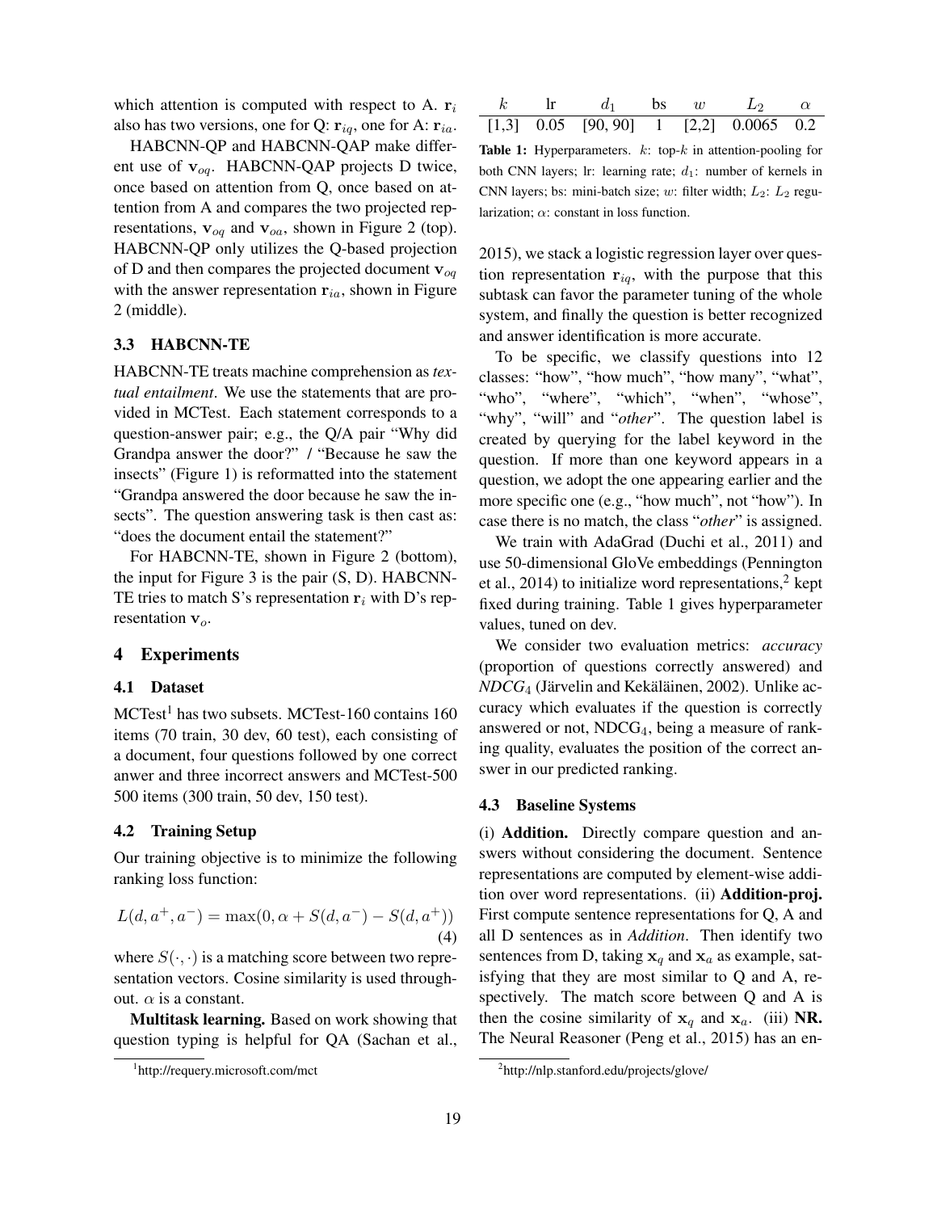which attention is computed with respect to A. $\mathbf{r}_i$ also has two versions, one for Q: $\mathbf{r}_{iq}$, one for A: $\mathbf{r}_{ia}$.

HABCNN-QP and HABCNN-QAP make different use of $\mathbf{v}_{oq}$. HABCNN-QAP projects D twice, once based on attention from Q, once based on attention from A and compares the two projected representations, $\mathbf{v}_{oq}$ and $\mathbf{v}_{oa}$, shown in Figure 2 (top). HABCNN-QP only utilizes the Q-based projection of D and then compares the projected document $\mathbf{v}_{oq}$ with the answer representation $\mathbf{r}_{ia}$, shown in Figure 2 (middle).

### 3.3 HABCNN-TE

HABCNN-TE treats machine comprehension as *textual entailment*. We use the statements that are provided in MCTest. Each statement corresponds to a question-answer pair; e.g., the Q/A pair "Why did Grandpa answer the door?" / "Because he saw the insects" (Figure 1) is reformatted into the statement "Grandpa answered the door because he saw the insects". The question answering task is then cast as: "does the document entail the statement?"

For HABCNN-TE, shown in Figure 2 (bottom), the input for Figure 3 is the pair (S, D). HABCNN-TE tries to match S's representation $\mathbf{r}_i$ with D's representation $\mathbf{v}_o$.

## 4 Experiments

### 4.1 Dataset

MCTest[1] has two subsets. MCTest-160 contains 160 items (70 train, 30 dev, 60 test), each consisting of a document, four questions followed by one correct anwer and three incorrect answers and MCTest-500 500 items (300 train, 50 dev, 150 test).

### 4.2 Training Setup

Our training objective is to minimize the following ranking loss function:

$$L(d, a^+, a^-) = \max(0, \alpha + S(d, a^-) - S(d, a^+)) \quad (4)$$

where $S(\cdot, \cdot)$ is a matching score between two representation vectors. Cosine similarity is used throughout. $\alpha$ is a constant.

**Multitask learning.** Based on work showing that question typing is helpful for QA (Sachan et al., 2015), we stack a logistic regression layer over question representation $\mathbf{r}_{iq}$, with the purpose that this subtask can favor the parameter tuning of the whole system, and finally the question is better recognized and answer identification is more accurate.

| $k$ | lr | $d_1$ | bs | $w$ | $L_2$ | $\alpha$ |
|---|---|---|---|---|---|---|
| [1,3] | 0.05 | [90, 90] | 1 | [2,2] | 0.0065 | 0.2 |

**Table 1:** Hyperparameters. $k$: top-$k$ in attention-pooling for both CNN layers; lr: learning rate; $d_1$: number of kernels in CNN layers; bs: mini-batch size; $w$: filter width; $L_2$: $L_2$ regularization; $\alpha$: constant in loss function.

To be specific, we classify questions into 12 classes: "how", "how much", "how many", "what", "who", "where", "which", "when", "whose", "why", "will" and "*other*". The question label is created by querying for the label keyword in the question. If more than one keyword appears in a question, we adopt the one appearing earlier and the more specific one (e.g., "how much", not "how"). In case there is no match, the class "*other*" is assigned.

We train with AdaGrad (Duchi et al., 2011) and use 50-dimensional GloVe embeddings (Pennington et al., 2014) to initialize word representations,[2] kept fixed during training. Table 1 gives hyperparameter values, tuned on dev.

We consider two evaluation metrics: *accuracy* (proportion of questions correctly answered) and *NDCG*$_4$ (Järvelin and Kekäläinen, 2002). Unlike accuracy which evaluates if the question is correctly answered or not, NDCG$_4$, being a measure of ranking quality, evaluates the position of the correct answer in our predicted ranking.

### 4.3 Baseline Systems

(i) **Addition.** Directly compare question and answers without considering the document. Sentence representations are computed by element-wise addition over word representations. (ii) **Addition-proj.** First compute sentence representations for Q, A and all D sentences as in *Addition*. Then identify two sentences from D, taking $\mathbf{x}_q$ and $\mathbf{x}_a$ as example, satisfying that they are most similar to Q and A, respectively. The match score between Q and A is then the cosine similarity of $\mathbf{x}_q$ and $\mathbf{x}_a$. (iii) **NR.** The Neural Reasoner (Peng et al., 2015) has an en-

[1]http://requery.microsoft.com/mct

[2]http://nlp.stanford.edu/projects/glove/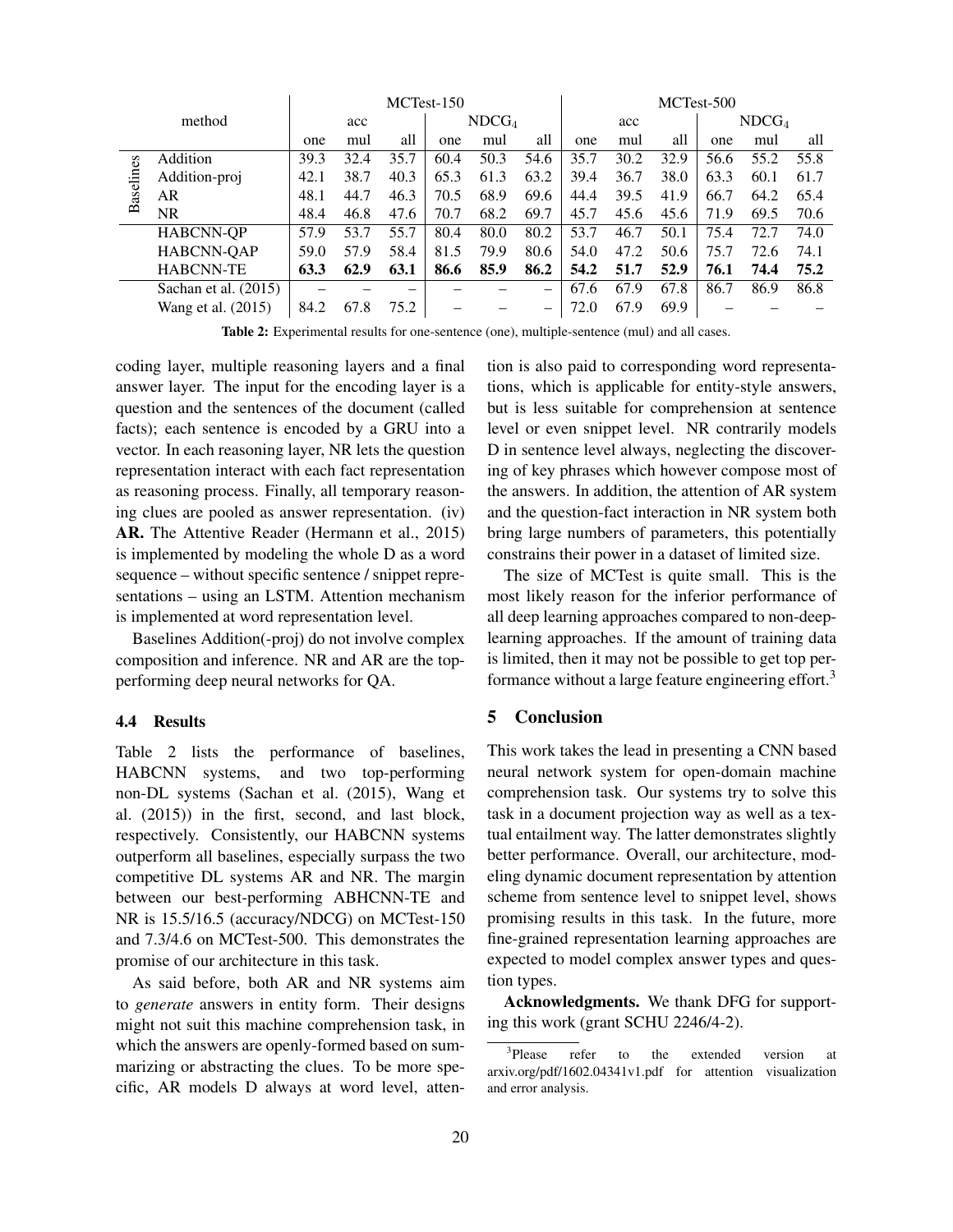| | method | MCTest-150 | | | | | | MCTest-500 | | | | | |
|---|---|---|---|---|---|---|---|---|---|---|---|---|---|
| | | acc | | | $NDCG_4$ | | | acc | | | $NDCG_4$ | | |
| | | one | mul | all | one | mul | all | one | mul | all | one | mul | all |
| Baselines | Addition | 39.3 | 32.4 | 35.7 | 60.4 | 50.3 | 54.6 | 35.7 | 30.2 | 32.9 | 56.6 | 55.2 | 55.8 |
| | Addition-proj | 42.1 | 38.7 | 40.3 | 65.3 | 61.3 | 63.2 | 39.4 | 36.7 | 38.0 | 63.3 | 60.1 | 61.7 |
| | AR | 48.1 | 44.7 | 46.3 | 70.5 | 68.9 | 69.6 | 44.4 | 39.5 | 41.9 | 66.7 | 64.2 | 65.4 |
| | NR | 48.4 | 46.8 | 47.6 | 70.7 | 68.2 | 69.7 | 45.7 | 45.6 | 45.6 | 71.9 | 69.5 | 70.6 |
| | HABCNN-QP | 57.9 | 53.7 | 55.7 | 80.4 | 80.0 | 80.2 | 53.7 | 46.7 | 50.1 | 75.4 | 72.7 | 74.0 |
| | HABCNN-QAP | 59.0 | 57.9 | 58.4 | 81.5 | 79.9 | 80.6 | 54.0 | 47.2 | 50.6 | 75.7 | 72.6 | 74.1 |
| | HABCNN-TE | **63.3** | **62.9** | **63.1** | **86.6** | **85.9** | **86.2** | **54.2** | **51.7** | **52.9** | **76.1** | **74.4** | **75.2** |
| | Sachan et al. (2015) | – | – | – | – | – | – | 67.6 | 67.9 | 67.8 | 86.7 | 86.9 | 86.8 |
| | Wang et al. (2015) | 84.2 | 67.8 | 75.2 | – | – | – | 72.0 | 67.9 | 69.9 | – | – | – |

**Table 2:** Experimental results for one-sentence (one), multiple-sentence (mul) and all cases.

coding layer, multiple reasoning layers and a final answer layer. The input for the encoding layer is a question and the sentences of the document (called facts); each sentence is encoded by a GRU into a vector. In each reasoning layer, NR lets the question representation interact with each fact representation as reasoning process. Finally, all temporary reasoning clues are pooled as answer representation. (iv) **AR.** The Attentive Reader (Hermann et al., 2015) is implemented by modeling the whole D as a word sequence – without specific sentence / snippet representations – using an LSTM. Attention mechanism is implemented at word representation level.

Baselines Addition(-proj) do not involve complex composition and inference. NR and AR are the top-performing deep neural networks for QA.

### 4.4 Results

Table 2 lists the performance of baselines, HABCNN systems, and two top-performing non-DL systems (Sachan et al. (2015), Wang et al. (2015)) in the first, second, and last block, respectively. Consistently, our HABCNN systems outperform all baselines, especially surpass the two competitive DL systems AR and NR. The margin between our best-performing ABHCNN-TE and NR is 15.5/16.5 (accuracy/NDCG) on MCTest-150 and 7.3/4.6 on MCTest-500. This demonstrates the promise of our architecture in this task.

As said before, both AR and NR systems aim to *generate* answers in entity form. Their designs might not suit this machine comprehension task, in which the answers are openly-formed based on summarizing or abstracting the clues. To be more specific, AR models D always at word level, attention is also paid to corresponding word representations, which is applicable for entity-style answers, but is less suitable for comprehension at sentence level or even snippet level. NR contrarily models D in sentence level always, neglecting the discovering of key phrases which however compose most of the answers. In addition, the attention of AR system and the question-fact interaction in NR system both bring large numbers of parameters, this potentially constrains their power in a dataset of limited size.

The size of MCTest is quite small. This is the most likely reason for the inferior performance of all deep learning approaches compared to non-deep-learning approaches. If the amount of training data is limited, then it may not be possible to get top performance without a large feature engineering effort.[3]

## 5 Conclusion

This work takes the lead in presenting a CNN based neural network system for open-domain machine comprehension task. Our systems try to solve this task in a document projection way as well as a textual entailment way. The latter demonstrates slightly better performance. Overall, our architecture, modeling dynamic document representation by attention scheme from sentence level to snippet level, shows promising results in this task. In the future, more fine-grained representation learning approaches are expected to model complex answer types and question types.

**Acknowledgments.** We thank DFG for supporting this work (grant SCHU 2246/4-2).

[3] Please refer to the extended version at arxiv.org/pdf/1602.04341v1.pdf for attention visualization and error analysis.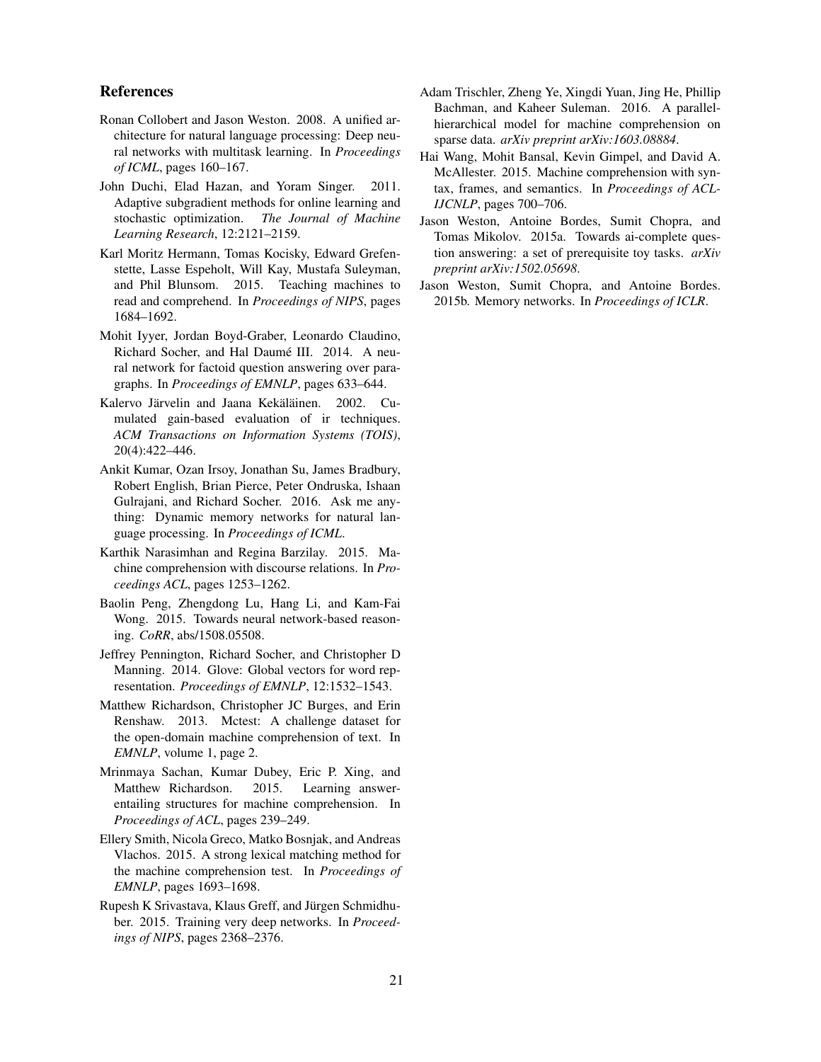## References

Ronan Collobert and Jason Weston. 2008. A unified architecture for natural language processing: Deep neural networks with multitask learning. In *Proceedings of ICML*, pages 160–167.

John Duchi, Elad Hazan, and Yoram Singer. 2011. Adaptive subgradient methods for online learning and stochastic optimization. *The Journal of Machine Learning Research*, 12:2121–2159.

Karl Moritz Hermann, Tomas Kocisky, Edward Grefenstette, Lasse Espeholt, Will Kay, Mustafa Suleyman, and Phil Blunsom. 2015. Teaching machines to read and comprehend. In *Proceedings of NIPS*, pages 1684–1692.

Mohit Iyyer, Jordan Boyd-Graber, Leonardo Claudino, Richard Socher, and Hal Daumé III. 2014. A neural network for factoid question answering over paragraphs. In *Proceedings of EMNLP*, pages 633–644.

Kalervo Järvelin and Jaana Kekäläinen. 2002. Cumulated gain-based evaluation of ir techniques. *ACM Transactions on Information Systems (TOIS)*, 20(4):422–446.

Ankit Kumar, Ozan Irsoy, Jonathan Su, James Bradbury, Robert English, Brian Pierce, Peter Ondruska, Ishaan Gulrajani, and Richard Socher. 2016. Ask me anything: Dynamic memory networks for natural language processing. In *Proceedings of ICML*.

Karthik Narasimhan and Regina Barzilay. 2015. Machine comprehension with discourse relations. In *Proceedings ACL*, pages 1253–1262.

Baolin Peng, Zhengdong Lu, Hang Li, and Kam-Fai Wong. 2015. Towards neural network-based reasoning. *CoRR*, abs/1508.05508.

Jeffrey Pennington, Richard Socher, and Christopher D Manning. 2014. Glove: Global vectors for word representation. *Proceedings of EMNLP*, 12:1532–1543.

Matthew Richardson, Christopher JC Burges, and Erin Renshaw. 2013. Mctest: A challenge dataset for the open-domain machine comprehension of text. In *EMNLP*, volume 1, page 2.

Mrinmaya Sachan, Kumar Dubey, Eric P. Xing, and Matthew Richardson. 2015. Learning answer-entailing structures for machine comprehension. In *Proceedings of ACL*, pages 239–249.

Ellery Smith, Nicola Greco, Matko Bosnjak, and Andreas Vlachos. 2015. A strong lexical matching method for the machine comprehension test. In *Proceedings of EMNLP*, pages 1693–1698.

Rupesh K Srivastava, Klaus Greff, and Jürgen Schmidhuber. 2015. Training very deep networks. In *Proceedings of NIPS*, pages 2368–2376.

Adam Trischler, Zheng Ye, Xingdi Yuan, Jing He, Phillip Bachman, and Kaheer Suleman. 2016. A parallel-hierarchical model for machine comprehension on sparse data. *arXiv preprint arXiv:1603.08884*.

Hai Wang, Mohit Bansal, Kevin Gimpel, and David A. McAllester. 2015. Machine comprehension with syntax, frames, and semantics. In *Proceedings of ACL-IJCNLP*, pages 700–706.

Jason Weston, Antoine Bordes, Sumit Chopra, and Tomas Mikolov. 2015a. Towards ai-complete question answering: a set of prerequisite toy tasks. *arXiv preprint arXiv:1502.05698*.

Jason Weston, Sumit Chopra, and Antoine Bordes. 2015b. Memory networks. In *Proceedings of ICLR*.